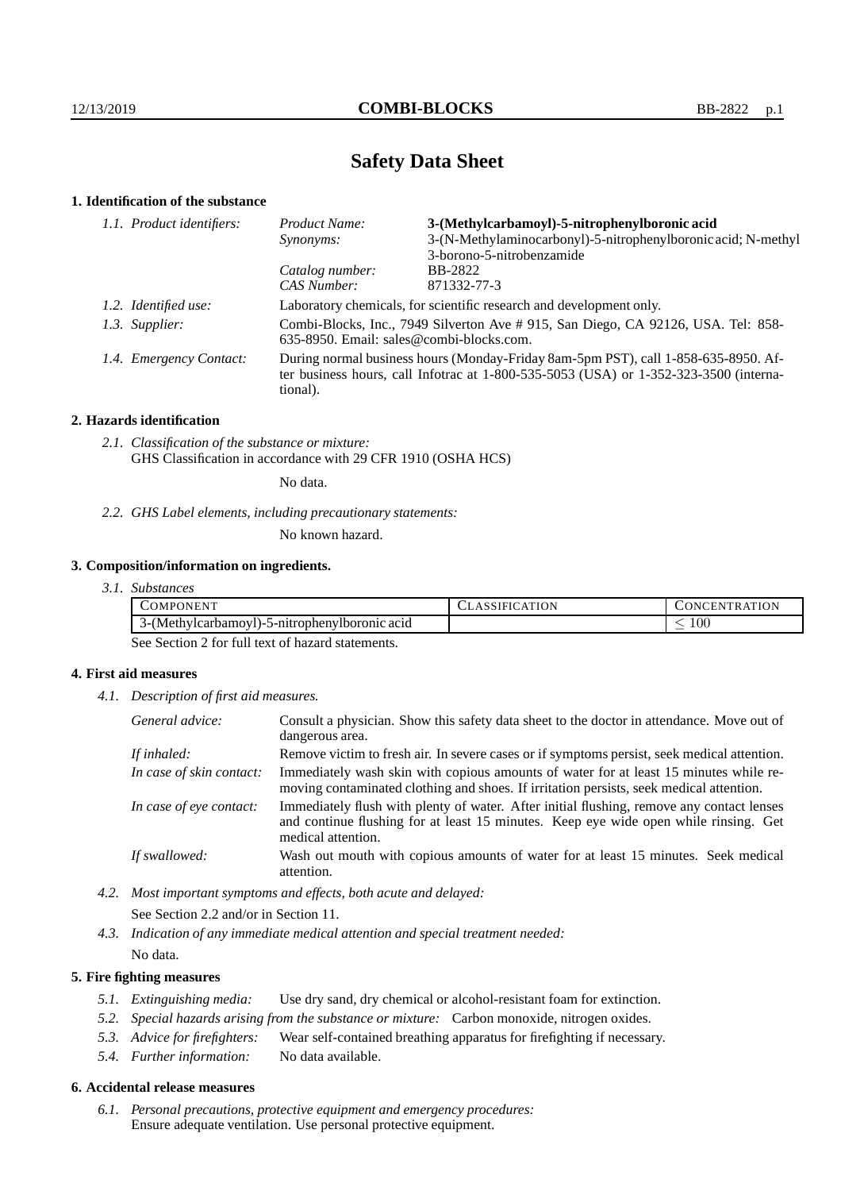# Safety Data Sheet

## 1. Identification of the substance

| | | |
|---|---|---|
| *1.1. Product identifiers:* | *Product Name:* | **3-(Methylcarbamoyl)-5-nitrophenylboronic acid** |
| | *Synonyms:* | 3-(N-Methylaminocarbonyl)-5-nitrophenylboronic acid; N-methyl 3-borono-5-nitrobenzamide |
| | *Catalog number:* | BB-2822 |
| | *CAS Number:* | 871332-77-3 |
| *1.2. Identified use:* | Laboratory chemicals, for scientific research and development only. | |
| *1.3. Supplier:* | Combi-Blocks, Inc., 7949 Silverton Ave # 915, San Diego, CA 92126, USA. Tel: 858-635-8950. Email: sales@combi-blocks.com. | |
| *1.4. Emergency Contact:* | During normal business hours (Monday-Friday 8am-5pm PST), call 1-858-635-8950. After business hours, call Infotrac at 1-800-535-5053 (USA) or 1-352-323-3500 (international). | |

## 2. Hazards identification

*2.1. Classification of the substance or mixture:*
GHS Classification in accordance with 29 CFR 1910 (OSHA HCS)

No data.

*2.2. GHS Label elements, including precautionary statements:*

No known hazard.

## 3. Composition/information on ingredients.

*3.1. Substances*

| COMPONENT | CLASSIFICATION | CONCENTRATION |
|---|---|---|
| 3-(Methylcarbamoyl)-5-nitrophenylboronic acid | | $\leq 100$ |

See Section 2 for full text of hazard statements.

## 4. First aid measures

*4.1. Description of first aid measures.*

| | |
|---|---|
| *General advice:* | Consult a physician. Show this safety data sheet to the doctor in attendance. Move out of dangerous area. |
| *If inhaled:* | Remove victim to fresh air. In severe cases or if symptoms persist, seek medical attention. |
| *In case of skin contact:* | Immediately wash skin with copious amounts of water for at least 15 minutes while removing contaminated clothing and shoes. If irritation persists, seek medical attention. |
| *In case of eye contact:* | Immediately flush with plenty of water. After initial flushing, remove any contact lenses and continue flushing for at least 15 minutes. Keep eye wide open while rinsing. Get medical attention. |
| *If swallowed:* | Wash out mouth with copious amounts of water for at least 15 minutes. Seek medical attention. |

*4.2. Most important symptoms and effects, both acute and delayed:*

See Section 2.2 and/or in Section 11.

*4.3. Indication of any immediate medical attention and special treatment needed:*

No data.

## 5. Fire fighting measures

*5.1. Extinguishing media:* Use dry sand, dry chemical or alcohol-resistant foam for extinction.

*5.2. Special hazards arising from the substance or mixture:* Carbon monoxide, nitrogen oxides.

*5.3. Advice for firefighters:* Wear self-contained breathing apparatus for firefighting if necessary.

*5.4. Further information:* No data available.

## 6. Accidental release measures

*6.1. Personal precautions, protective equipment and emergency procedures:*
Ensure adequate ventilation. Use personal protective equipment.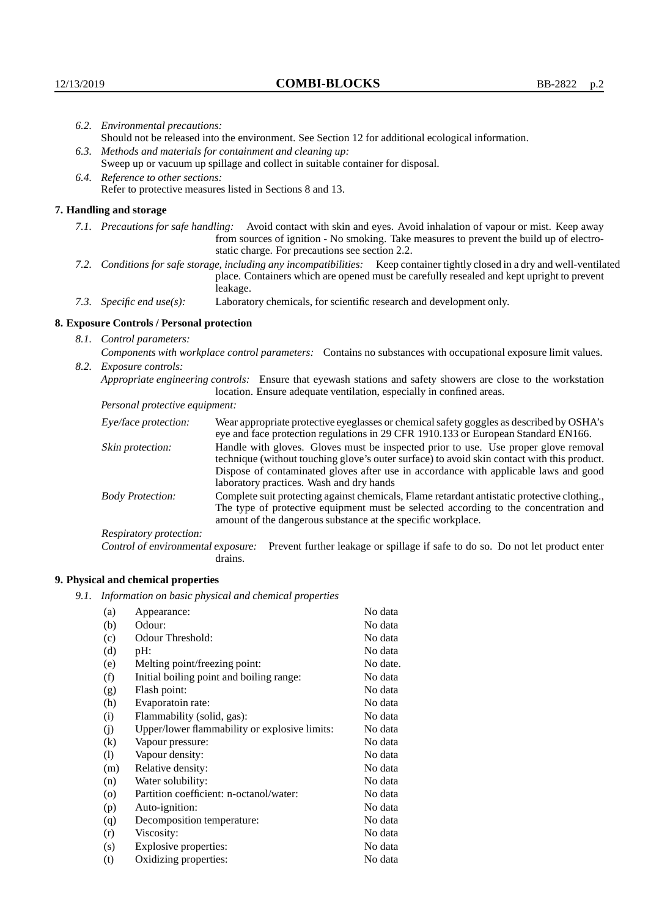*6.2. Environmental precautions:*
Should not be released into the environment. See Section 12 for additional ecological information.

*6.3. Methods and materials for containment and cleaning up:*
Sweep up or vacuum up spillage and collect in suitable container for disposal.

*6.4. Reference to other sections:*
Refer to protective measures listed in Sections 8 and 13.

## 7. Handling and storage

*7.1. Precautions for safe handling:* Avoid contact with skin and eyes. Avoid inhalation of vapour or mist. Keep away from sources of ignition - No smoking. Take measures to prevent the build up of electrostatic charge. For precautions see section 2.2.

*7.2. Conditions for safe storage, including any incompatibilities:* Keep container tightly closed in a dry and well-ventilated place. Containers which are opened must be carefully resealed and kept upright to prevent leakage.

*7.3. Specific end use(s):* Laboratory chemicals, for scientific research and development only.

## 8. Exposure Controls / Personal protection

*8.1. Control parameters:*
*Components with workplace control parameters:* Contains no substances with occupational exposure limit values.

*8.2. Exposure controls:*
*Appropriate engineering controls:* Ensure that eyewash stations and safety showers are close to the workstation location. Ensure adequate ventilation, especially in confined areas.

*Personal protective equipment:*

*Eye/face protection:* Wear appropriate protective eyeglasses or chemical safety goggles as described by OSHA's eye and face protection regulations in 29 CFR 1910.133 or European Standard EN166.

*Skin protection:* Handle with gloves. Gloves must be inspected prior to use. Use proper glove removal technique (without touching glove's outer surface) to avoid skin contact with this product. Dispose of contaminated gloves after use in accordance with applicable laws and good laboratory practices. Wash and dry hands

*Body Protection:* Complete suit protecting against chemicals, Flame retardant antistatic protective clothing., The type of protective equipment must be selected according to the concentration and amount of the dangerous substance at the specific workplace.

*Respiratory protection:*

*Control of environmental exposure:* Prevent further leakage or spillage if safe to do so. Do not let product enter drains.

## 9. Physical and chemical properties

*9.1. Information on basic physical and chemical properties*

| | | |
|---|---|---|
| (a) | Appearance: | No data |
| (b) | Odour: | No data |
| (c) | Odour Threshold: | No data |
| (d) | pH: | No data |
| (e) | Melting point/freezing point: | No date. |
| (f) | Initial boiling point and boiling range: | No data |
| (g) | Flash point: | No data |
| (h) | Evaporatoin rate: | No data |
| (i) | Flammability (solid, gas): | No data |
| (j) | Upper/lower flammability or explosive limits: | No data |
| (k) | Vapour pressure: | No data |
| (l) | Vapour density: | No data |
| (m) | Relative density: | No data |
| (n) | Water solubility: | No data |
| (o) | Partition coefficient: n-octanol/water: | No data |
| (p) | Auto-ignition: | No data |
| (q) | Decomposition temperature: | No data |
| (r) | Viscosity: | No data |
| (s) | Explosive properties: | No data |
| (t) | Oxidizing properties: | No data |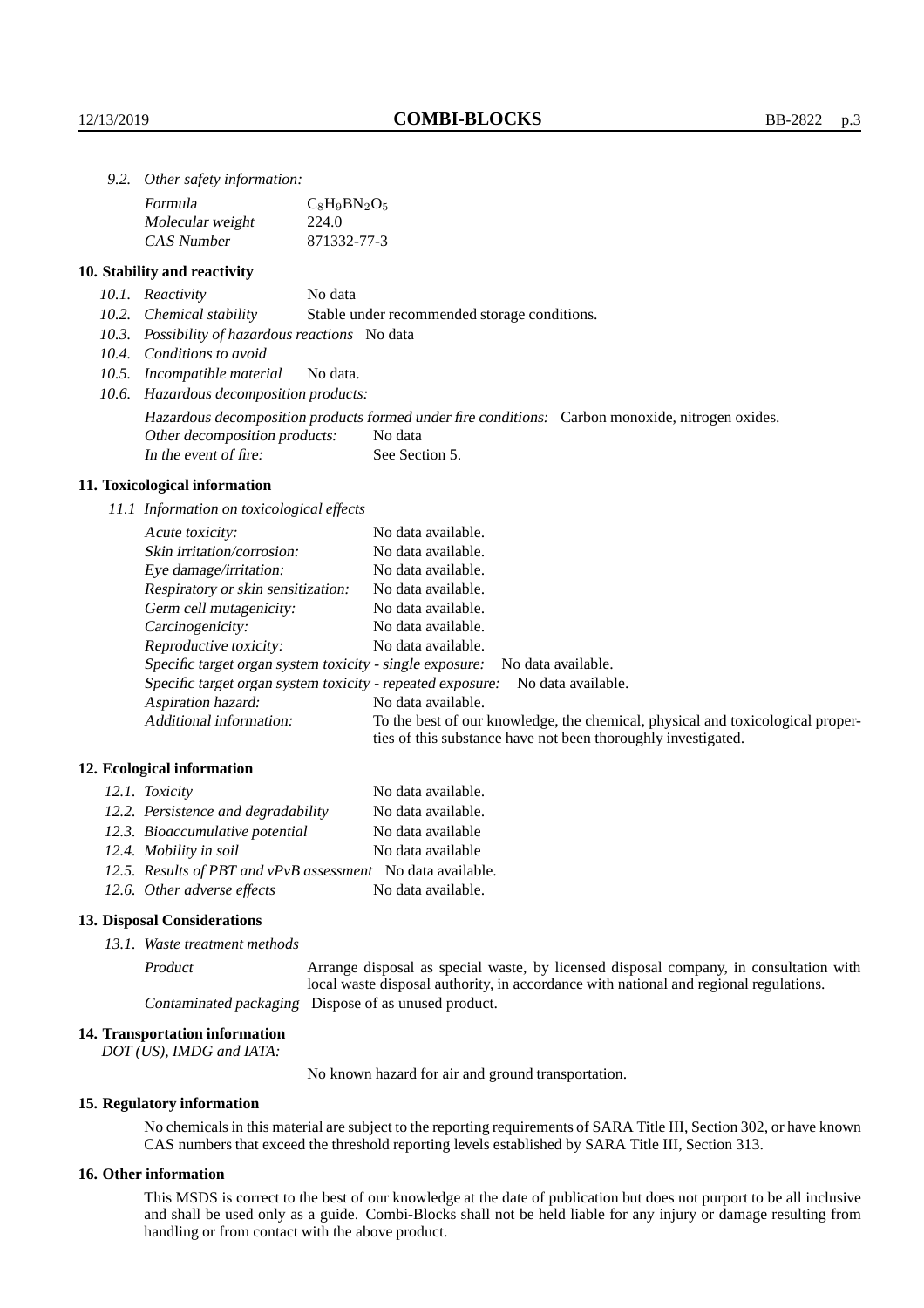*9.2. Other safety information:*

| | |
|---|---|
| *Formula* | $C_8H_9BN_2O_5$ |
| *Molecular weight* | 224.0 |
| *CAS Number* | 871332-77-3 |

## 10. Stability and reactivity

*10.1. Reactivity* No data

*10.2. Chemical stability* Stable under recommended storage conditions.

*10.3. Possibility of hazardous reactions* No data

*10.4. Conditions to avoid*

*10.5. Incompatible material* No data.

*10.6. Hazardous decomposition products:*

*Hazardous decomposition products formed under fire conditions:* Carbon monoxide, nitrogen oxides.

*Other decomposition products:* No data

*In the event of fire:* See Section 5.

## 11. Toxicological information

*11.1 Information on toxicological effects*

| | |
|---|---|
| *Acute toxicity:* | No data available. |
| *Skin irritation/corrosion:* | No data available. |
| *Eye damage/irritation:* | No data available. |
| *Respiratory or skin sensitization:* | No data available. |
| *Germ cell mutagenicity:* | No data available. |
| *Carcinogenicity:* | No data available. |
| *Reproductive toxicity:* | No data available. |
| *Specific target organ system toxicity - single exposure:* | No data available. |
| *Specific target organ system toxicity - repeated exposure:* | No data available. |
| *Aspiration hazard:* | No data available. |
| *Additional information:* | To the best of our knowledge, the chemical, physical and toxicological properties of this substance have not been thoroughly investigated. |

## 12. Ecological information

| | |
|---|---|
| *12.1. Toxicity* | No data available. |
| *12.2. Persistence and degradability* | No data available. |
| *12.3. Bioaccumulative potential* | No data available |
| *12.4. Mobility in soil* | No data available |
| *12.5. Results of PBT and vPvB assessment* | No data available. |
| *12.6. Other adverse effects* | No data available. |

## 13. Disposal Considerations

*13.1. Waste treatment methods*

*Product* Arrange disposal as special waste, by licensed disposal company, in consultation with local waste disposal authority, in accordance with national and regional regulations.

*Contaminated packaging* Dispose of as unused product.

## 14. Transportation information

*DOT (US), IMDG and IATA:*

No known hazard for air and ground transportation.

## 15. Regulatory information

No chemicals in this material are subject to the reporting requirements of SARA Title III, Section 302, or have known CAS numbers that exceed the threshold reporting levels established by SARA Title III, Section 313.

## 16. Other information

This MSDS is correct to the best of our knowledge at the date of publication but does not purport to be all inclusive and shall be used only as a guide. Combi-Blocks shall not be held liable for any injury or damage resulting from handling or from contact with the above product.